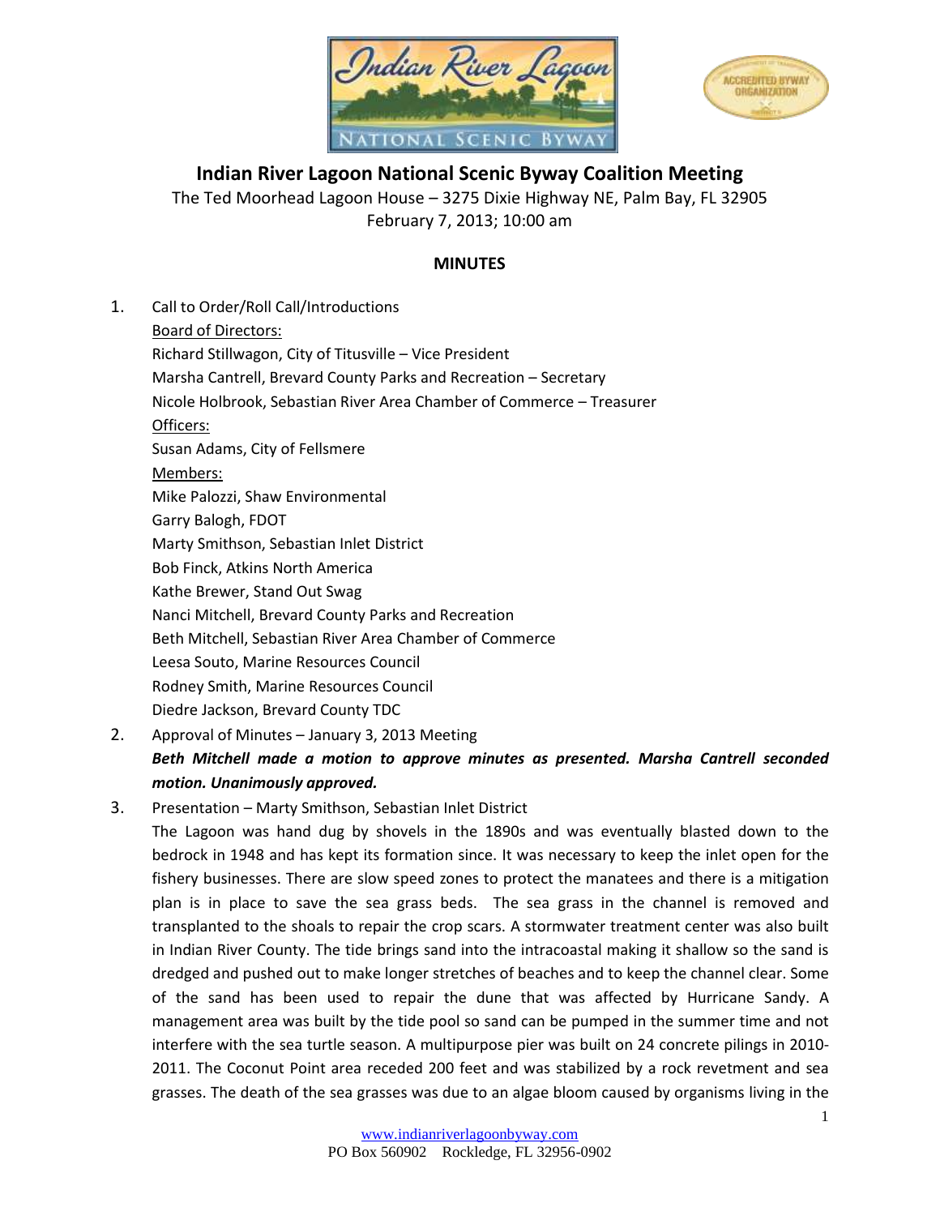# Indian River Lagoon National Scenic Byway Coalition Meeting

The Ted Moorhead Lagoon House – 3275 Dixie Highway NE, Palm Bay, FL 32905
February 7, 2013; 10:00 am

## MINUTES

1. Call to Order/Roll Call/Introductions

   Board of Directors:
   Richard Stillwagon, City of Titusville – Vice President
   Marsha Cantrell, Brevard County Parks and Recreation – Secretary
   Nicole Holbrook, Sebastian River Area Chamber of Commerce – Treasurer

   Officers:
   Susan Adams, City of Fellsmere

   Members:
   Mike Palozzi, Shaw Environmental
   Garry Balogh, FDOT
   Marty Smithson, Sebastian Inlet District
   Bob Finck, Atkins North America
   Kathe Brewer, Stand Out Swag
   Nanci Mitchell, Brevard County Parks and Recreation
   Beth Mitchell, Sebastian River Area Chamber of Commerce
   Leesa Souto, Marine Resources Council
   Rodney Smith, Marine Resources Council
   Diedre Jackson, Brevard County TDC

2. Approval of Minutes – January 3, 2013 Meeting

   ***Beth Mitchell made a motion to approve minutes as presented. Marsha Cantrell seconded motion. Unanimously approved.***

3. Presentation – Marty Smithson, Sebastian Inlet District

   The Lagoon was hand dug by shovels in the 1890s and was eventually blasted down to the bedrock in 1948 and has kept its formation since. It was necessary to keep the inlet open for the fishery businesses. There are slow speed zones to protect the manatees and there is a mitigation plan is in place to save the sea grass beds. The sea grass in the channel is removed and transplanted to the shoals to repair the crop scars. A stormwater treatment center was also built in Indian River County. The tide brings sand into the intracoastal making it shallow so the sand is dredged and pushed out to make longer stretches of beaches and to keep the channel clear. Some of the sand has been used to repair the dune that was affected by Hurricane Sandy. A management area was built by the tide pool so sand can be pumped in the summer time and not interfere with the sea turtle season. A multipurpose pier was built on 24 concrete pilings in 2010-2011. The Coconut Point area receded 200 feet and was stabilized by a rock revetment and sea grasses. The death of the sea grasses was due to an algae bloom caused by organisms living in the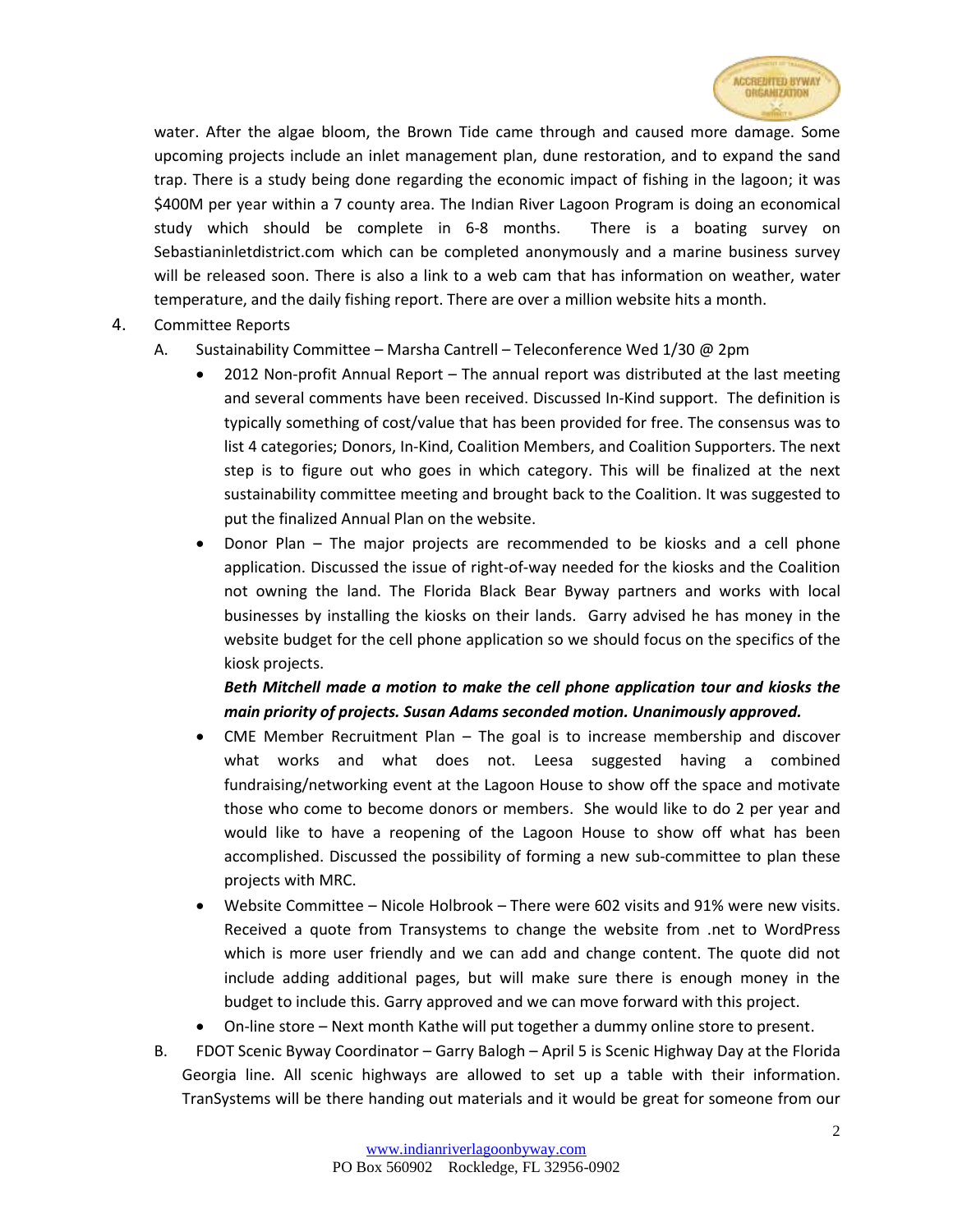water. After the algae bloom, the Brown Tide came through and caused more damage. Some upcoming projects include an inlet management plan, dune restoration, and to expand the sand trap. There is a study being done regarding the economic impact of fishing in the lagoon; it was $400M per year within a 7 county area. The Indian River Lagoon Program is doing an economical study which should be complete in 6-8 months. There is a boating survey on Sebastianinletdistrict.com which can be completed anonymously and a marine business survey will be released soon. There is also a link to a web cam that has information on weather, water temperature, and the daily fishing report. There are over a million website hits a month.

4. Committee Reports

   A. Sustainability Committee – Marsha Cantrell – Teleconference Wed 1/30 @ 2pm

      - 2012 Non-profit Annual Report – The annual report was distributed at the last meeting and several comments have been received. Discussed In-Kind support. The definition is typically something of cost/value that has been provided for free. The consensus was to list 4 categories; Donors, In-Kind, Coalition Members, and Coalition Supporters. The next step is to figure out who goes in which category. This will be finalized at the next sustainability committee meeting and brought back to the Coalition. It was suggested to put the finalized Annual Plan on the website.
      - Donor Plan – The major projects are recommended to be kiosks and a cell phone application. Discussed the issue of right-of-way needed for the kiosks and the Coalition not owning the land. The Florida Black Bear Byway partners and works with local businesses by installing the kiosks on their lands. Garry advised he has money in the website budget for the cell phone application so we should focus on the specifics of the kiosk projects.

        ***Beth Mitchell made a motion to make the cell phone application tour and kiosks the main priority of projects. Susan Adams seconded motion. Unanimously approved.***

      - CME Member Recruitment Plan – The goal is to increase membership and discover what works and what does not. Leesa suggested having a combined fundraising/networking event at the Lagoon House to show off the space and motivate those who come to become donors or members. She would like to do 2 per year and would like to have a reopening of the Lagoon House to show off what has been accomplished. Discussed the possibility of forming a new sub-committee to plan these projects with MRC.
      - Website Committee – Nicole Holbrook – There were 602 visits and 91% were new visits. Received a quote from Transystems to change the website from .net to WordPress which is more user friendly and we can add and change content. The quote did not include adding additional pages, but will make sure there is enough money in the budget to include this. Garry approved and we can move forward with this project.
      - On-line store – Next month Kathe will put together a dummy online store to present.

   B. FDOT Scenic Byway Coordinator – Garry Balogh – April 5 is Scenic Highway Day at the Florida Georgia line. All scenic highways are allowed to set up a table with their information. TranSystems will be there handing out materials and it would be great for someone from our

www.indianriverlagoonbyway.com
PO Box 560902 Rockledge, FL 32956-0902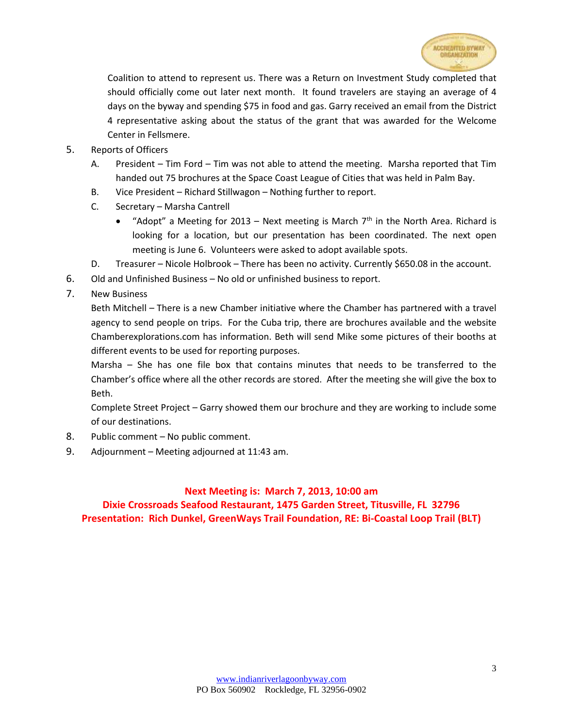Coalition to attend to represent us. There was a Return on Investment Study completed that should officially come out later next month. It found travelers are staying an average of 4 days on the byway and spending $75 in food and gas. Garry received an email from the District 4 representative asking about the status of the grant that was awarded for the Welcome Center in Fellsmere.

5. Reports of Officers
   - A. President – Tim Ford – Tim was not able to attend the meeting. Marsha reported that Tim handed out 75 brochures at the Space Coast League of Cities that was held in Palm Bay.
   - B. Vice President – Richard Stillwagon – Nothing further to report.
   - C. Secretary – Marsha Cantrell
     - "Adopt" a Meeting for 2013 – Next meeting is March 7th in the North Area. Richard is looking for a location, but our presentation has been coordinated. The next open meeting is June 6. Volunteers were asked to adopt available spots.
   - D. Treasurer – Nicole Holbrook – There has been no activity. Currently $650.08 in the account.
6. Old and Unfinished Business – No old or unfinished business to report.
7. New Business

   Beth Mitchell – There is a new Chamber initiative where the Chamber has partnered with a travel agency to send people on trips. For the Cuba trip, there are brochures available and the website Chamberexplorations.com has information. Beth will send Mike some pictures of their booths at different events to be used for reporting purposes.

   Marsha – She has one file box that contains minutes that needs to be transferred to the Chamber's office where all the other records are stored. After the meeting she will give the box to Beth.

   Complete Street Project – Garry showed them our brochure and they are working to include some of our destinations.
8. Public comment – No public comment.
9. Adjournment – Meeting adjourned at 11:43 am.

**Next Meeting is: March 7, 2013, 10:00 am**

**Dixie Crossroads Seafood Restaurant, 1475 Garden Street, Titusville, FL 32796**

**Presentation: Rich Dunkel, GreenWays Trail Foundation, RE: Bi-Coastal Loop Trail (BLT)**

www.indianriverlagoonbyway.com
PO Box 560902 Rockledge, FL 32956-0902